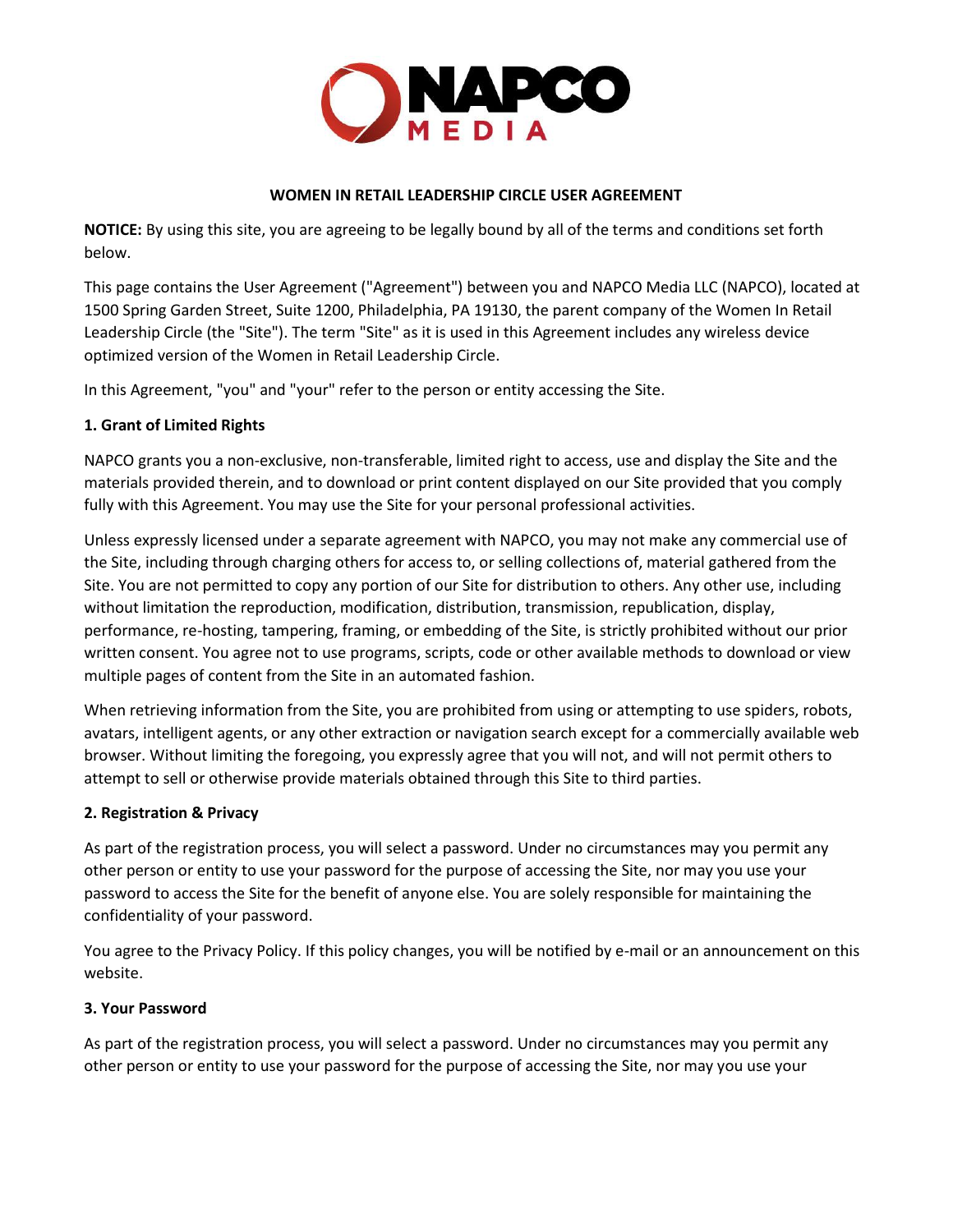# WOMEN IN RETAIL LEADERSHIP CIRCLE USER AGREEMENT

**NOTICE:** By using this site, you are agreeing to be legally bound by all of the terms and conditions set forth below.

This page contains the User Agreement ("Agreement") between you and NAPCO Media LLC (NAPCO), located at 1500 Spring Garden Street, Suite 1200, Philadelphia, PA 19130, the parent company of the Women In Retail Leadership Circle (the "Site"). The term "Site" as it is used in this Agreement includes any wireless device optimized version of the Women in Retail Leadership Circle.

In this Agreement, "you" and "your" refer to the person or entity accessing the Site.

### 1. Grant of Limited Rights

NAPCO grants you a non-exclusive, non-transferable, limited right to access, use and display the Site and the materials provided therein, and to download or print content displayed on our Site provided that you comply fully with this Agreement. You may use the Site for your personal professional activities.

Unless expressly licensed under a separate agreement with NAPCO, you may not make any commercial use of the Site, including through charging others for access to, or selling collections of, material gathered from the Site. You are not permitted to copy any portion of our Site for distribution to others. Any other use, including without limitation the reproduction, modification, distribution, transmission, republication, display, performance, re-hosting, tampering, framing, or embedding of the Site, is strictly prohibited without our prior written consent. You agree not to use programs, scripts, code or other available methods to download or view multiple pages of content from the Site in an automated fashion.

When retrieving information from the Site, you are prohibited from using or attempting to use spiders, robots, avatars, intelligent agents, or any other extraction or navigation search except for a commercially available web browser. Without limiting the foregoing, you expressly agree that you will not, and will not permit others to attempt to sell or otherwise provide materials obtained through this Site to third parties.

### 2. Registration & Privacy

As part of the registration process, you will select a password. Under no circumstances may you permit any other person or entity to use your password for the purpose of accessing the Site, nor may you use your password to access the Site for the benefit of anyone else. You are solely responsible for maintaining the confidentiality of your password.

You agree to the Privacy Policy. If this policy changes, you will be notified by e-mail or an announcement on this website.

### 3. Your Password

As part of the registration process, you will select a password. Under no circumstances may you permit any other person or entity to use your password for the purpose of accessing the Site, nor may you use your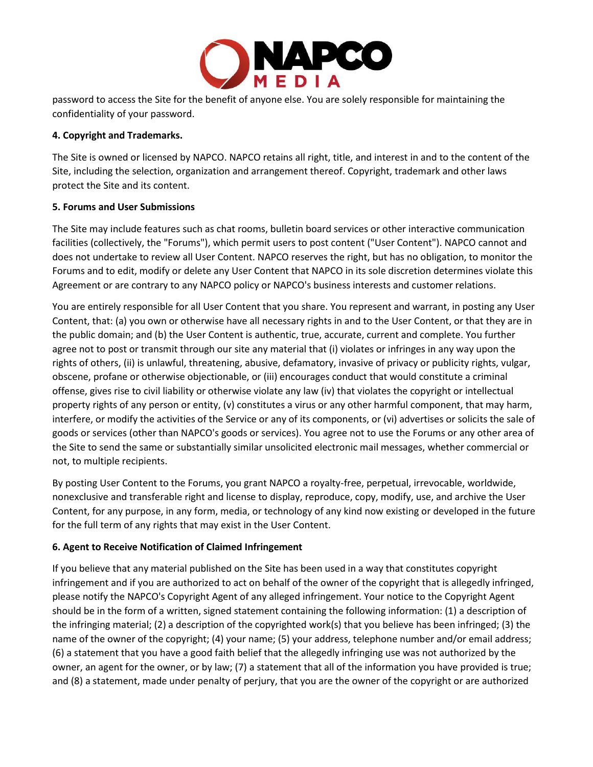password to access the Site for the benefit of anyone else. You are solely responsible for maintaining the confidentiality of your password.

**4. Copyright and Trademarks.**

The Site is owned or licensed by NAPCO. NAPCO retains all right, title, and interest in and to the content of the Site, including the selection, organization and arrangement thereof. Copyright, trademark and other laws protect the Site and its content.

**5. Forums and User Submissions**

The Site may include features such as chat rooms, bulletin board services or other interactive communication facilities (collectively, the "Forums"), which permit users to post content ("User Content"). NAPCO cannot and does not undertake to review all User Content. NAPCO reserves the right, but has no obligation, to monitor the Forums and to edit, modify or delete any User Content that NAPCO in its sole discretion determines violate this Agreement or are contrary to any NAPCO policy or NAPCO's business interests and customer relations.

You are entirely responsible for all User Content that you share. You represent and warrant, in posting any User Content, that: (a) you own or otherwise have all necessary rights in and to the User Content, or that they are in the public domain; and (b) the User Content is authentic, true, accurate, current and complete. You further agree not to post or transmit through our site any material that (i) violates or infringes in any way upon the rights of others, (ii) is unlawful, threatening, abusive, defamatory, invasive of privacy or publicity rights, vulgar, obscene, profane or otherwise objectionable, or (iii) encourages conduct that would constitute a criminal offense, gives rise to civil liability or otherwise violate any law (iv) that violates the copyright or intellectual property rights of any person or entity, (v) constitutes a virus or any other harmful component, that may harm, interfere, or modify the activities of the Service or any of its components, or (vi) advertises or solicits the sale of goods or services (other than NAPCO's goods or services). You agree not to use the Forums or any other area of the Site to send the same or substantially similar unsolicited electronic mail messages, whether commercial or not, to multiple recipients.

By posting User Content to the Forums, you grant NAPCO a royalty-free, perpetual, irrevocable, worldwide, nonexclusive and transferable right and license to display, reproduce, copy, modify, use, and archive the User Content, for any purpose, in any form, media, or technology of any kind now existing or developed in the future for the full term of any rights that may exist in the User Content.

**6. Agent to Receive Notification of Claimed Infringement**

If you believe that any material published on the Site has been used in a way that constitutes copyright infringement and if you are authorized to act on behalf of the owner of the copyright that is allegedly infringed, please notify the NAPCO's Copyright Agent of any alleged infringement. Your notice to the Copyright Agent should be in the form of a written, signed statement containing the following information: (1) a description of the infringing material; (2) a description of the copyrighted work(s) that you believe has been infringed; (3) the name of the owner of the copyright; (4) your name; (5) your address, telephone number and/or email address; (6) a statement that you have a good faith belief that the allegedly infringing use was not authorized by the owner, an agent for the owner, or by law; (7) a statement that all of the information you have provided is true; and (8) a statement, made under penalty of perjury, that you are the owner of the copyright or are authorized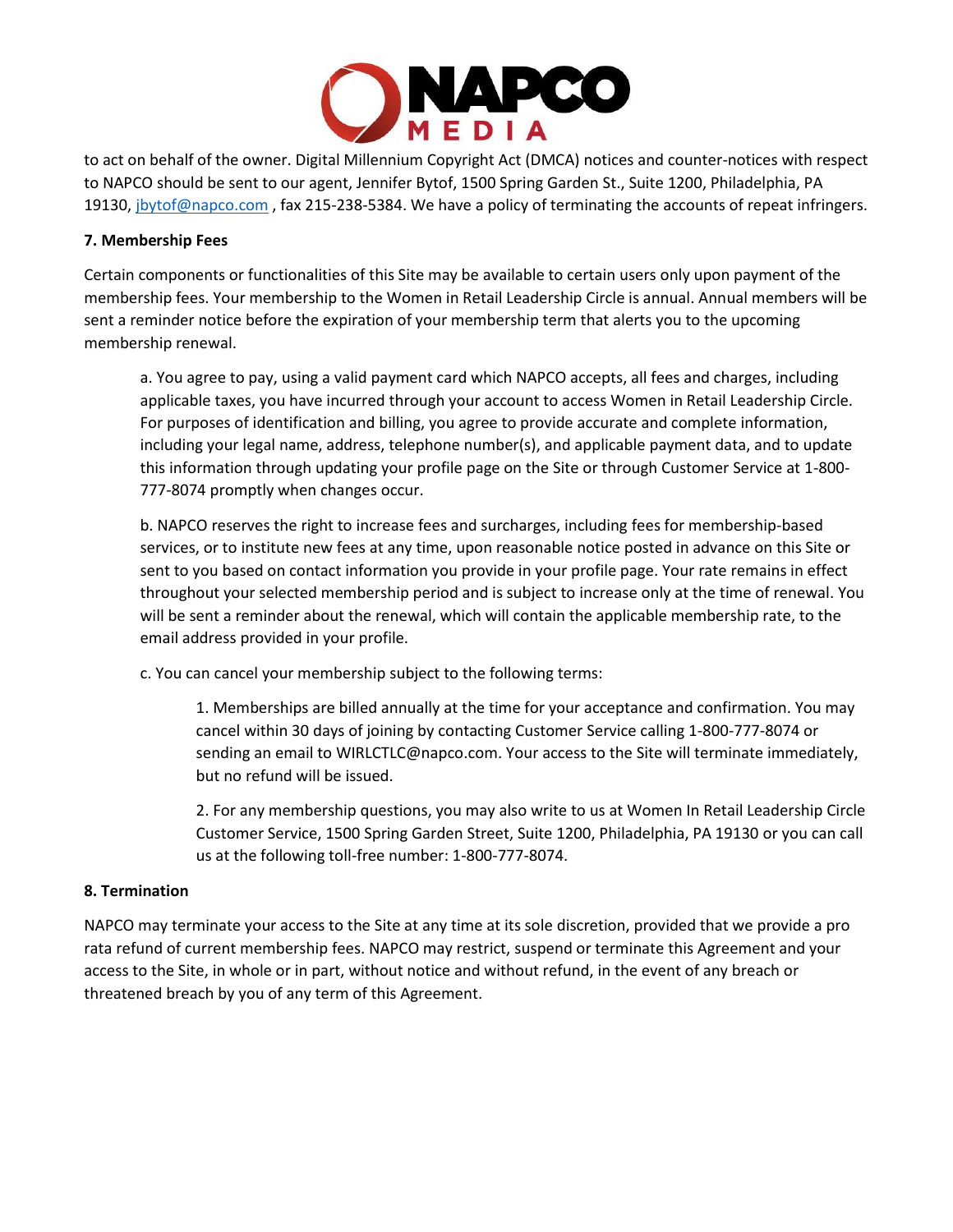to act on behalf of the owner. Digital Millennium Copyright Act (DMCA) notices and counter-notices with respect to NAPCO should be sent to our agent, Jennifer Bytof, 1500 Spring Garden St., Suite 1200, Philadelphia, PA 19130, jbytof@napco.com , fax 215-238-5384. We have a policy of terminating the accounts of repeat infringers.

**7. Membership Fees**

Certain components or functionalities of this Site may be available to certain users only upon payment of the membership fees. Your membership to the Women in Retail Leadership Circle is annual. Annual members will be sent a reminder notice before the expiration of your membership term that alerts you to the upcoming membership renewal.

a. You agree to pay, using a valid payment card which NAPCO accepts, all fees and charges, including applicable taxes, you have incurred through your account to access Women in Retail Leadership Circle. For purposes of identification and billing, you agree to provide accurate and complete information, including your legal name, address, telephone number(s), and applicable payment data, and to update this information through updating your profile page on the Site or through Customer Service at 1-800-777-8074 promptly when changes occur.

b. NAPCO reserves the right to increase fees and surcharges, including fees for membership-based services, or to institute new fees at any time, upon reasonable notice posted in advance on this Site or sent to you based on contact information you provide in your profile page. Your rate remains in effect throughout your selected membership period and is subject to increase only at the time of renewal. You will be sent a reminder about the renewal, which will contain the applicable membership rate, to the email address provided in your profile.

c. You can cancel your membership subject to the following terms:

1. Memberships are billed annually at the time for your acceptance and confirmation. You may cancel within 30 days of joining by contacting Customer Service calling 1-800-777-8074 or sending an email to WIRLCTLC@napco.com. Your access to the Site will terminate immediately, but no refund will be issued.

2. For any membership questions, you may also write to us at Women In Retail Leadership Circle Customer Service, 1500 Spring Garden Street, Suite 1200, Philadelphia, PA 19130 or you can call us at the following toll-free number: 1-800-777-8074.

**8. Termination**

NAPCO may terminate your access to the Site at any time at its sole discretion, provided that we provide a pro rata refund of current membership fees. NAPCO may restrict, suspend or terminate this Agreement and your access to the Site, in whole or in part, without notice and without refund, in the event of any breach or threatened breach by you of any term of this Agreement.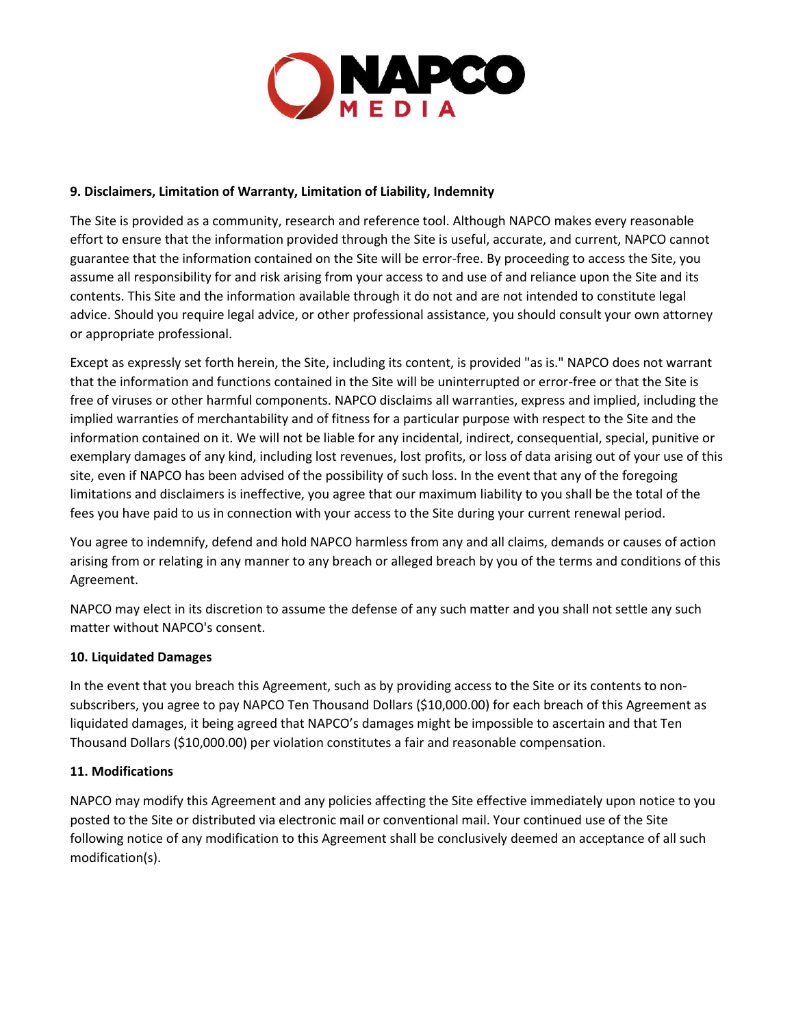**9. Disclaimers, Limitation of Warranty, Limitation of Liability, Indemnity**

The Site is provided as a community, research and reference tool. Although NAPCO makes every reasonable effort to ensure that the information provided through the Site is useful, accurate, and current, NAPCO cannot guarantee that the information contained on the Site will be error-free. By proceeding to access the Site, you assume all responsibility for and risk arising from your access to and use of and reliance upon the Site and its contents. This Site and the information available through it do not and are not intended to constitute legal advice. Should you require legal advice, or other professional assistance, you should consult your own attorney or appropriate professional.

Except as expressly set forth herein, the Site, including its content, is provided "as is." NAPCO does not warrant that the information and functions contained in the Site will be uninterrupted or error-free or that the Site is free of viruses or other harmful components. NAPCO disclaims all warranties, express and implied, including the implied warranties of merchantability and of fitness for a particular purpose with respect to the Site and the information contained on it. We will not be liable for any incidental, indirect, consequential, special, punitive or exemplary damages of any kind, including lost revenues, lost profits, or loss of data arising out of your use of this site, even if NAPCO has been advised of the possibility of such loss. In the event that any of the foregoing limitations and disclaimers is ineffective, you agree that our maximum liability to you shall be the total of the fees you have paid to us in connection with your access to the Site during your current renewal period.

You agree to indemnify, defend and hold NAPCO harmless from any and all claims, demands or causes of action arising from or relating in any manner to any breach or alleged breach by you of the terms and conditions of this Agreement.

NAPCO may elect in its discretion to assume the defense of any such matter and you shall not settle any such matter without NAPCO's consent.

**10. Liquidated Damages**

In the event that you breach this Agreement, such as by providing access to the Site or its contents to non-subscribers, you agree to pay NAPCO Ten Thousand Dollars ($10,000.00) for each breach of this Agreement as liquidated damages, it being agreed that NAPCO's damages might be impossible to ascertain and that Ten Thousand Dollars ($10,000.00) per violation constitutes a fair and reasonable compensation.

**11. Modifications**

NAPCO may modify this Agreement and any policies affecting the Site effective immediately upon notice to you posted to the Site or distributed via electronic mail or conventional mail. Your continued use of the Site following notice of any modification to this Agreement shall be conclusively deemed an acceptance of all such modification(s).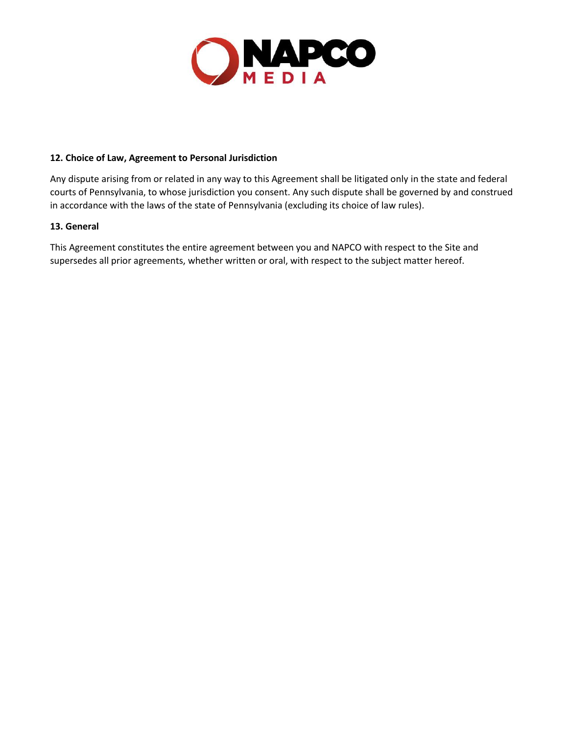### 12. Choice of Law, Agreement to Personal Jurisdiction

Any dispute arising from or related in any way to this Agreement shall be litigated only in the state and federal courts of Pennsylvania, to whose jurisdiction you consent. Any such dispute shall be governed by and construed in accordance with the laws of the state of Pennsylvania (excluding its choice of law rules).

### 13. General

This Agreement constitutes the entire agreement between you and NAPCO with respect to the Site and supersedes all prior agreements, whether written or oral, with respect to the subject matter hereof.